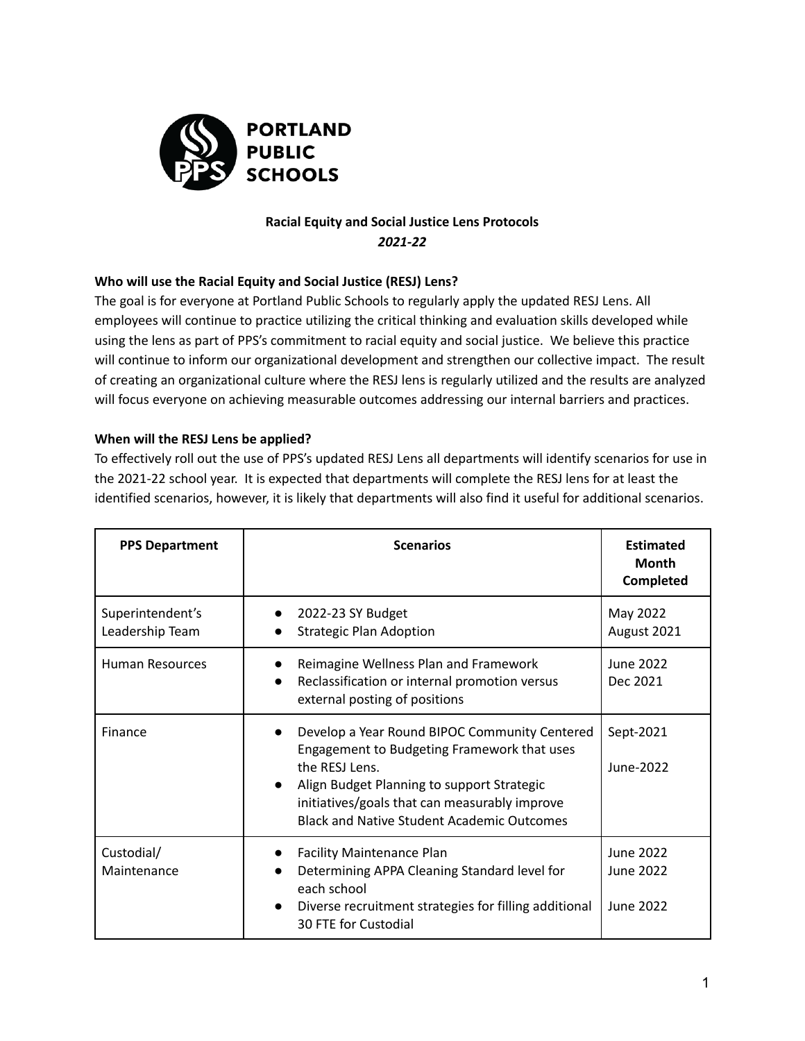**PORTLAND PUBLIC SCHOOLS**

### Racial Equity and Social Justice Lens Protocols
***2021-22***

**Who will use the Racial Equity and Social Justice (RESJ) Lens?**

The goal is for everyone at Portland Public Schools to regularly apply the updated RESJ Lens. All employees will continue to practice utilizing the critical thinking and evaluation skills developed while using the lens as part of PPS's commitment to racial equity and social justice. We believe this practice will continue to inform our organizational development and strengthen our collective impact. The result of creating an organizational culture where the RESJ lens is regularly utilized and the results are analyzed will focus everyone on achieving measurable outcomes addressing our internal barriers and practices.

**When will the RESJ Lens be applied?**

To effectively roll out the use of PPS's updated RESJ Lens all departments will identify scenarios for use in the 2021-22 school year. It is expected that departments will complete the RESJ lens for at least the identified scenarios, however, it is likely that departments will also find it useful for additional scenarios.

| PPS Department | Scenarios | Estimated Month Completed |
|---|---|---|
| Superintendent's Leadership Team | • 2022-23 SY Budget<br>• Strategic Plan Adoption | May 2022<br>August 2021 |
| Human Resources | • Reimagine Wellness Plan and Framework<br>• Reclassification or internal promotion versus external posting of positions | June 2022<br>Dec 2021 |
| Finance | • Develop a Year Round BIPOC Community Centered Engagement to Budgeting Framework that uses the RESJ Lens.<br>• Align Budget Planning to support Strategic initiatives/goals that can measurably improve Black and Native Student Academic Outcomes | Sept-2021<br>June-2022 |
| Custodial/ Maintenance | • Facility Maintenance Plan<br>• Determining APPA Cleaning Standard level for each school<br>• Diverse recruitment strategies for filling additional 30 FTE for Custodial | June 2022<br>June 2022<br>June 2022 |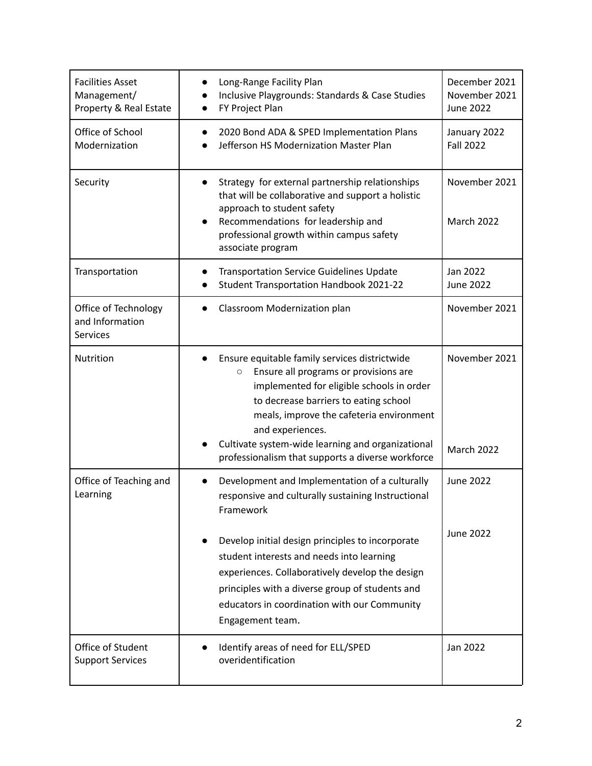| | | |
|---|---|---|
| Facilities Asset Management/ Property & Real Estate | • Long-Range Facility Plan<br>• Inclusive Playgrounds: Standards & Case Studies<br>• FY Project Plan | December 2021<br>November 2021<br>June 2022 |
| Office of School Modernization | • 2020 Bond ADA & SPED Implementation Plans<br>• Jefferson HS Modernization Master Plan | January 2022<br>Fall 2022 |
| Security | • Strategy  for external partnership relationships that will be collaborative and support a holistic approach to student safety<br>• Recommendations  for leadership and professional growth within campus safety associate program | November 2021<br><br>March 2022 |
| Transportation | • Transportation Service Guidelines Update<br>• Student Transportation Handbook 2021-22 | Jan 2022<br>June 2022 |
| Office of Technology and Information Services | • Classroom Modernization plan | November 2021 |
| Nutrition | • Ensure equitable family services districtwide<br>  ○ Ensure all programs or provisions are implemented for eligible schools in order to decrease barriers to eating school meals, improve the cafeteria environment and experiences.<br>• Cultivate system-wide learning and organizational professionalism that supports a diverse workforce | November 2021<br><br>March 2022 |
| Office of Teaching and Learning | • Development and Implementation of a culturally responsive and culturally sustaining Instructional Framework<br>• Develop initial design principles to incorporate student interests and needs into learning experiences. Collaboratively develop the design principles with a diverse group of students and educators in coordination with our Community Engagement team. | June 2022<br><br>June 2022 |
| Office of Student Support Services | • Identify areas of need for ELL/SPED overidentification | Jan 2022 |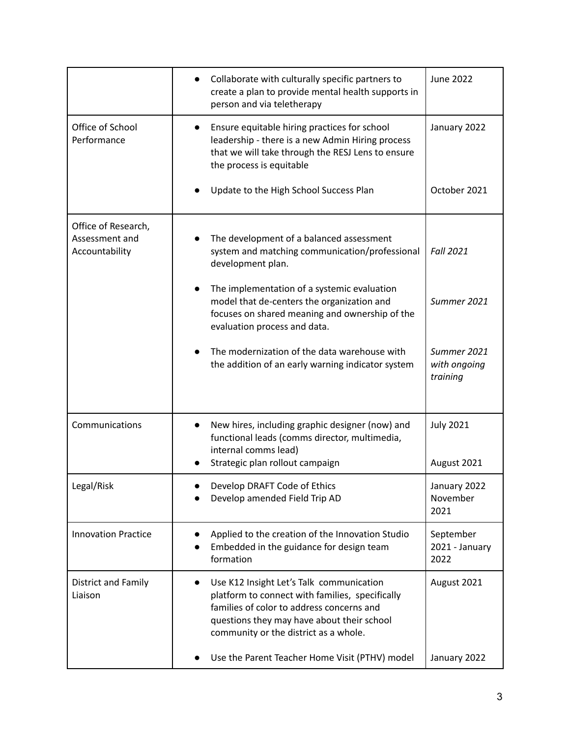| | | |
|---|---|---|
| | • Collaborate with culturally specific partners to create a plan to provide mental health supports in person and via teletherapy | June 2022 |
| Office of School Performance | • Ensure equitable hiring practices for school leadership - there is a new Admin Hiring process that we will take through the RESJ Lens to ensure the process is equitable<br><br>• Update to the High School Success Plan | January 2022<br><br>October 2021 |
| Office of Research, Assessment and Accountability | • The development of a balanced assessment system and matching communication/professional development plan.<br><br>• The implementation of a systemic evaluation model that de-centers the organization and focuses on shared meaning and ownership of the evaluation process and data.<br><br>• The modernization of the data warehouse with the addition of an early warning indicator system | *Fall 2021*<br><br>*Summer 2021*<br><br>*Summer 2021 with ongoing training* |
| Communications | • New hires, including graphic designer (now) and functional leads (comms director, multimedia, internal comms lead)<br>• Strategic plan rollout campaign | July 2021<br><br>August 2021 |
| Legal/Risk | • Develop DRAFT Code of Ethics<br>• Develop amended Field Trip AD | January 2022<br>November 2021 |
| Innovation Practice | • Applied to the creation of the Innovation Studio<br>• Embedded in the guidance for design team formation | September 2021 - January 2022 |
| District and Family Liaison | • Use K12 Insight Let's Talk communication platform to connect with families, specifically families of color to address concerns and questions they may have about their school community or the district as a whole.<br><br>• Use the Parent Teacher Home Visit (PTHV) model | August 2021<br><br>January 2022 |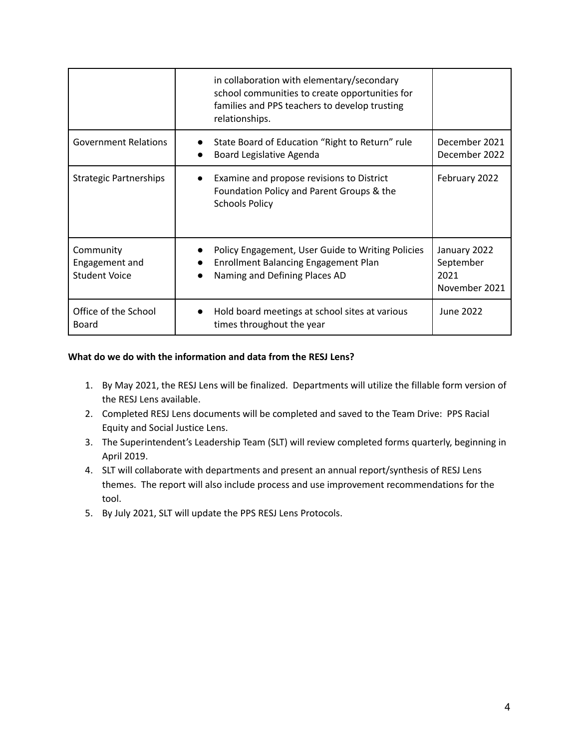| | | |
|---|---|---|
| | in collaboration with elementary/secondary school communities to create opportunities for families and PPS teachers to develop trusting relationships. | |
| Government Relations | ● State Board of Education "Right to Return" rule<br>● Board Legislative Agenda | December 2021<br>December 2022 |
| Strategic Partnerships | ● Examine and propose revisions to District Foundation Policy and Parent Groups & the Schools Policy | February 2022 |
| Community Engagement and Student Voice | ● Policy Engagement, User Guide to Writing Policies<br>● Enrollment Balancing Engagement Plan<br>● Naming and Defining Places AD | January 2022<br>September 2021<br>November 2021 |
| Office of the School Board | ● Hold board meetings at school sites at various times throughout the year | June 2022 |

**What do we do with the information and data from the RESJ Lens?**

1. By May 2021, the RESJ Lens will be finalized. Departments will utilize the fillable form version of the RESJ Lens available.
2. Completed RESJ Lens documents will be completed and saved to the Team Drive: PPS Racial Equity and Social Justice Lens.
3. The Superintendent's Leadership Team (SLT) will review completed forms quarterly, beginning in April 2019.
4. SLT will collaborate with departments and present an annual report/synthesis of RESJ Lens themes. The report will also include process and use improvement recommendations for the tool.
5. By July 2021, SLT will update the PPS RESJ Lens Protocols.